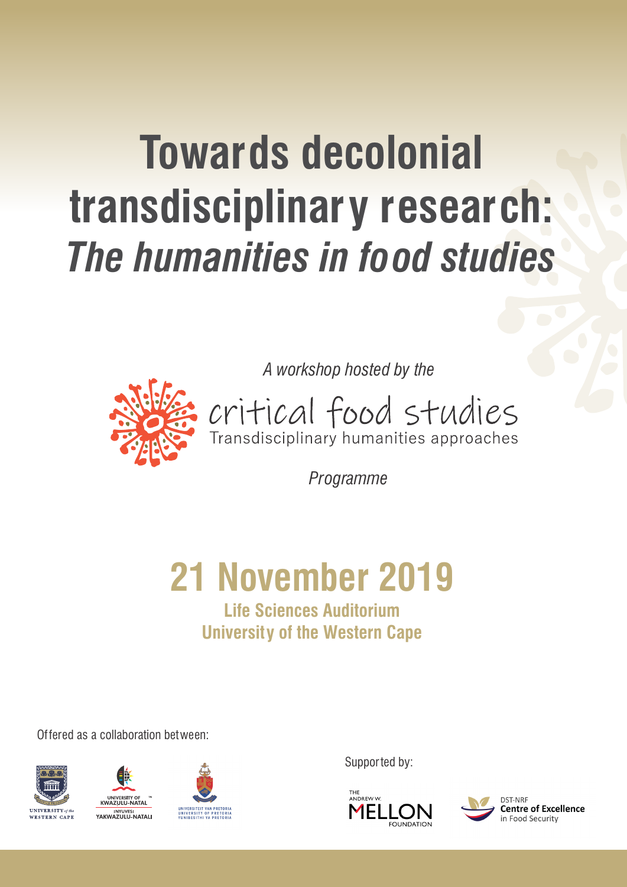# Towards decolonial transdisciplinary research: *The humanities in food studies*

*A workshop hosted by the*

critical food studies
Transdisciplinary humanities approaches

*Programme*

## 21 November 2019

**Life Sciences Auditorium**
**University of the Western Cape**

Offered as a collaboration between:

UNIVERSITY *of the* WESTERN CAPE

UNIVERSITY OF KWAZULU-NATAL
INYUVESI YAKWAZULU-NATALI

UNIVERSITEIT VAN PRETORIA
UNIVERSITY OF PRETORIA
YUNIBESITHI YA PRETORIA

Supported by:

THE ANDREW W. MELLON FOUNDATION

DST-NRF **Centre of Excellence** in Food Security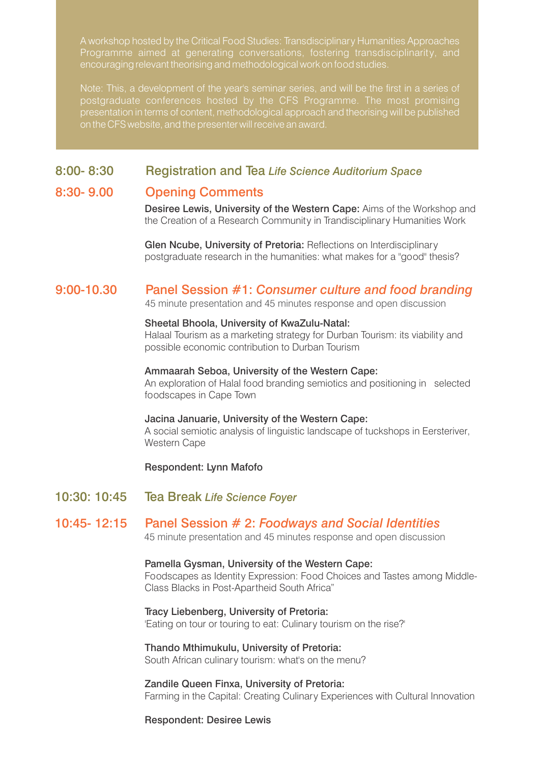A workshop hosted by the Critical Food Studies: Transdisciplinary Humanities Approaches Programme aimed at generating conversations, fostering transdisciplinarity, and encouraging relevant theorising and methodological work on food studies.

Note: This, a development of the year's seminar series, and will be the first in a series of postgraduate conferences hosted by the CFS Programme. The most promising presentation in terms of content, methodological approach and theorising will be published on the CFS website, and the presenter will receive an award.

**8:00- 8:30** **Registration and Tea** *Life Science Auditorium Space*

**8:30- 9.00** **Opening Comments**

**Desiree Lewis, University of the Western Cape:** Aims of the Workshop and the Creation of a Research Community in Trandisciplinary Humanities Work

**Glen Ncube, University of Pretoria:** Reflections on Interdisciplinary postgraduate research in the humanities: what makes for a "good" thesis?

**9:00-10.30** **Panel Session #1:** ***Consumer culture and food branding***

45 minute presentation and 45 minutes response and open discussion

**Sheetal Bhoola, University of KwaZulu-Natal:**
Halaal Tourism as a marketing strategy for Durban Tourism: its viability and possible economic contribution to Durban Tourism

**Ammaarah Seboa, University of the Western Cape:**
An exploration of Halal food branding semiotics and positioning in selected foodscapes in Cape Town

**Jacina Januarie, University of the Western Cape:**
A social semiotic analysis of linguistic landscape of tuckshops in Eersteriver, Western Cape

**Respondent: Lynn Mafofo**

**10:30: 10:45** **Tea Break** *Life Science Foyer*

**10:45- 12:15** **Panel Session # 2:** ***Foodways and Social Identities***

45 minute presentation and 45 minutes response and open discussion

**Pamella Gysman, University of the Western Cape:**
Foodscapes as Identity Expression: Food Choices and Tastes among Middle-Class Blacks in Post-Apartheid South Africa"

**Tracy Liebenberg, University of Pretoria:**
'Eating on tour or touring to eat: Culinary tourism on the rise?'

**Thando Mthimukulu, University of Pretoria:**
South African culinary tourism: what's on the menu?

**Zandile Queen Finxa, University of Pretoria:**
Farming in the Capital: Creating Culinary Experiences with Cultural Innovation

**Respondent: Desiree Lewis**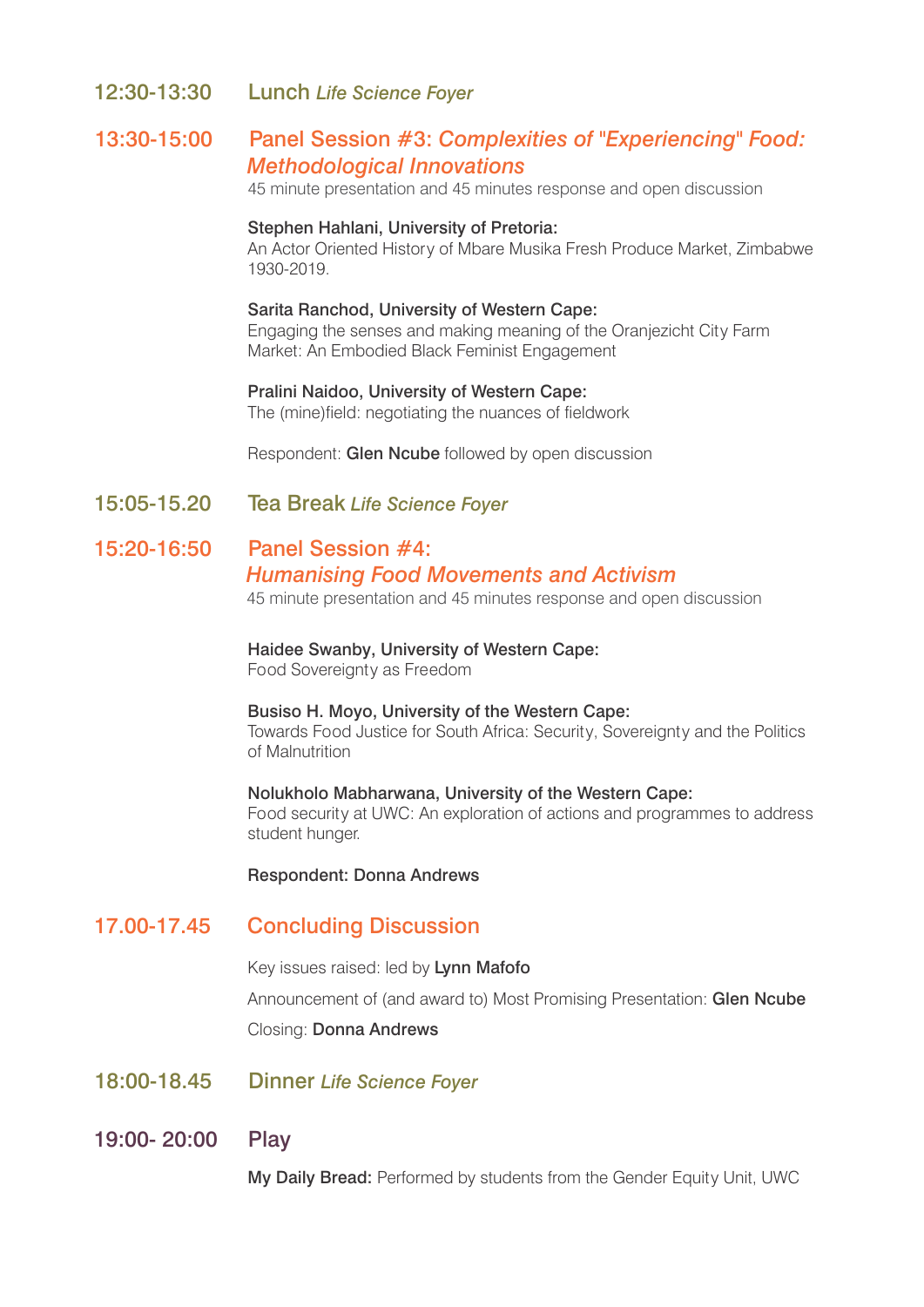## 12:30-13:30 Lunch *Life Science Foyer*

## 13:30-15:00 Panel Session #3: *Complexities of "Experiencing" Food: Methodological Innovations*

45 minute presentation and 45 minutes response and open discussion

**Stephen Hahlani, University of Pretoria:**
An Actor Oriented History of Mbare Musika Fresh Produce Market, Zimbabwe 1930-2019.

**Sarita Ranchod, University of Western Cape:**
Engaging the senses and making meaning of the Oranjezicht City Farm Market: An Embodied Black Feminist Engagement

**Pralini Naidoo, University of Western Cape:**
The (mine)field: negotiating the nuances of fieldwork

Respondent: **Glen Ncube** followed by open discussion

## 15:05-15.20 Tea Break *Life Science Foyer*

## 15:20-16:50 Panel Session #4: *Humanising Food Movements and Activism*

45 minute presentation and 45 minutes response and open discussion

**Haidee Swanby, University of Western Cape:**
Food Sovereignty as Freedom

**Busiso H. Moyo, University of the Western Cape:**
Towards Food Justice for South Africa: Security, Sovereignty and the Politics of Malnutrition

**Nolukholo Mabharwana, University of the Western Cape:**
Food security at UWC: An exploration of actions and programmes to address student hunger.

**Respondent: Donna Andrews**

## 17.00-17.45 Concluding Discussion

Key issues raised: led by **Lynn Mafofo**

Announcement of (and award to) Most Promising Presentation: **Glen Ncube**

Closing: **Donna Andrews**

## 18:00-18.45 Dinner *Life Science Foyer*

## 19:00- 20:00 Play

**My Daily Bread:** Performed by students from the Gender Equity Unit, UWC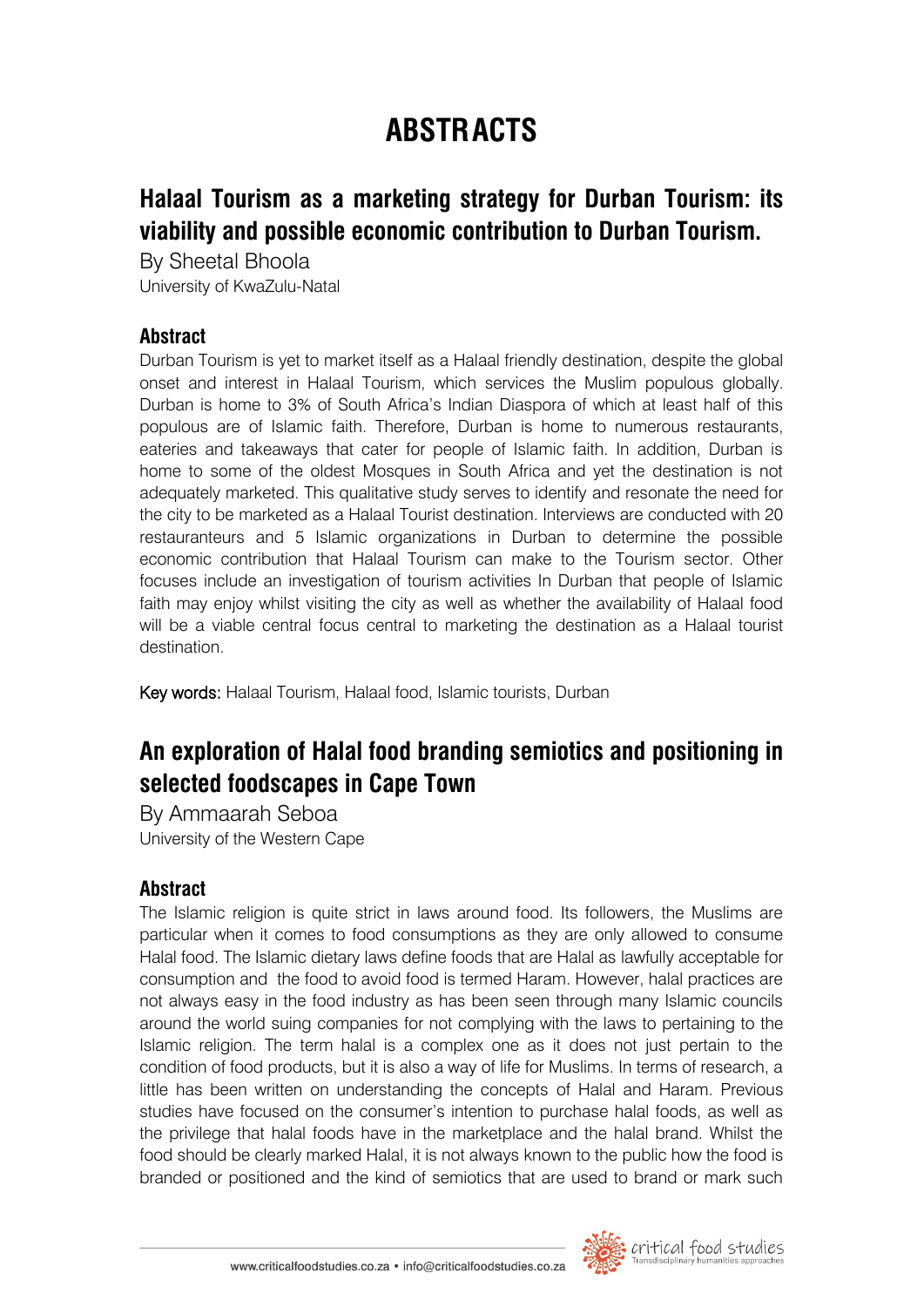# ABSTRACTS

## Halaal Tourism as a marketing strategy for Durban Tourism: its viability and possible economic contribution to Durban Tourism.

By Sheetal Bhoola
University of KwaZulu-Natal

### Abstract

Durban Tourism is yet to market itself as a Halaal friendly destination, despite the global onset and interest in Halaal Tourism, which services the Muslim populous globally. Durban is home to 3% of South Africa's Indian Diaspora of which at least half of this populous are of Islamic faith. Therefore, Durban is home to numerous restaurants, eateries and takeaways that cater for people of Islamic faith. In addition, Durban is home to some of the oldest Mosques in South Africa and yet the destination is not adequately marketed. This qualitative study serves to identify and resonate the need for the city to be marketed as a Halaal Tourist destination. Interviews are conducted with 20 restauranteurs and 5 Islamic organizations in Durban to determine the possible economic contribution that Halaal Tourism can make to the Tourism sector. Other focuses include an investigation of tourism activities In Durban that people of Islamic faith may enjoy whilst visiting the city as well as whether the availability of Halaal food will be a viable central focus central to marketing the destination as a Halaal tourist destination.

**Key words:** Halaal Tourism, Halaal food, Islamic tourists, Durban

## An exploration of Halal food branding semiotics and positioning in selected foodscapes in Cape Town

By Ammaarah Seboa
University of the Western Cape

### Abstract

The Islamic religion is quite strict in laws around food. Its followers, the Muslims are particular when it comes to food consumptions as they are only allowed to consume Halal food. The Islamic dietary laws define foods that are Halal as lawfully acceptable for consumption and the food to avoid food is termed Haram. However, halal practices are not always easy in the food industry as has been seen through many Islamic councils around the world suing companies for not complying with the laws to pertaining to the Islamic religion. The term halal is a complex one as it does not just pertain to the condition of food products, but it is also a way of life for Muslims. In terms of research, a little has been written on understanding the concepts of Halal and Haram. Previous studies have focused on the consumer's intention to purchase halal foods, as well as the privilege that halal foods have in the marketplace and the halal brand. Whilst the food should be clearly marked Halal, it is not always known to the public how the food is branded or positioned and the kind of semiotics that are used to brand or mark such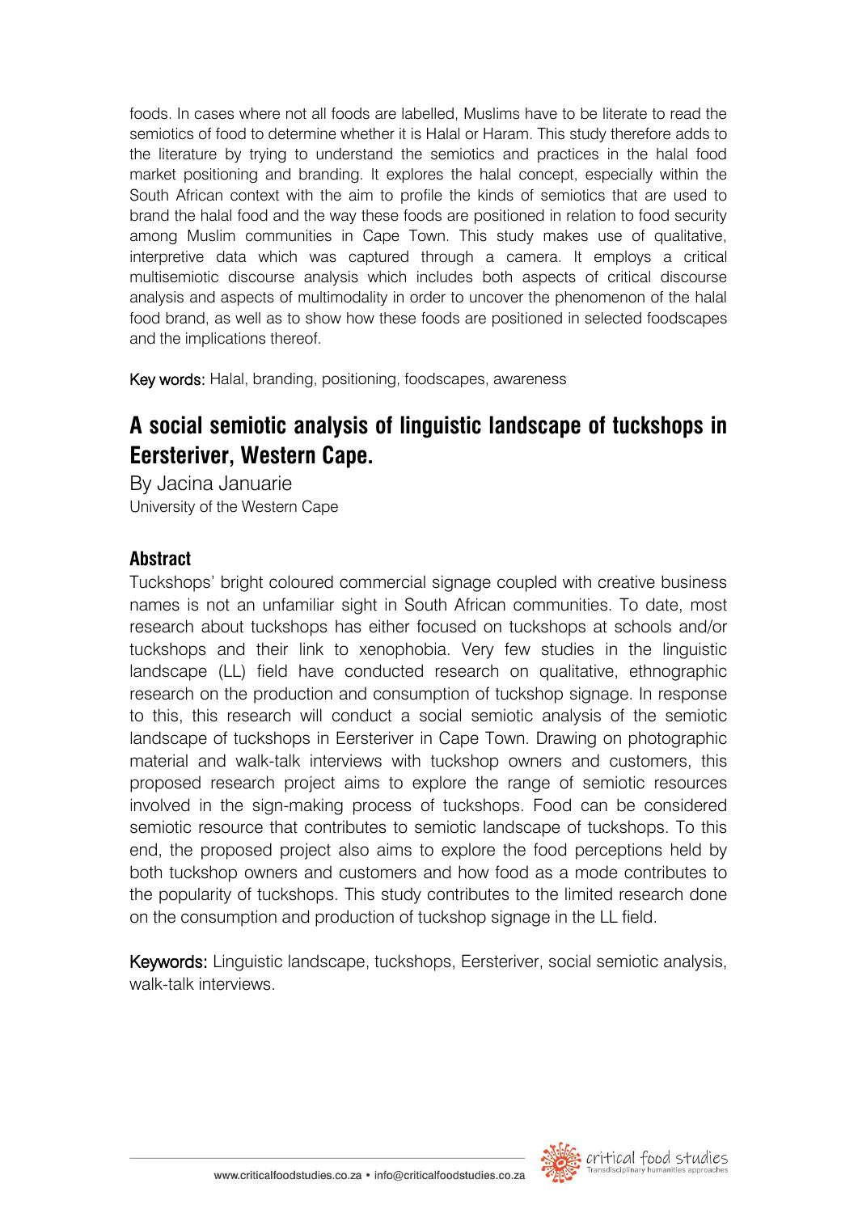foods. In cases where not all foods are labelled, Muslims have to be literate to read the semiotics of food to determine whether it is Halal or Haram. This study therefore adds to the literature by trying to understand the semiotics and practices in the halal food market positioning and branding. It explores the halal concept, especially within the South African context with the aim to profile the kinds of semiotics that are used to brand the halal food and the way these foods are positioned in relation to food security among Muslim communities in Cape Town. This study makes use of qualitative, interpretive data which was captured through a camera. It employs a critical multisemiotic discourse analysis which includes both aspects of critical discourse analysis and aspects of multimodality in order to uncover the phenomenon of the halal food brand, as well as to show how these foods are positioned in selected foodscapes and the implications thereof.

**Key words:** Halal, branding, positioning, foodscapes, awareness

## A social semiotic analysis of linguistic landscape of tuckshops in Eersteriver, Western Cape.

By Jacina Januarie
University of the Western Cape

### Abstract

Tuckshops' bright coloured commercial signage coupled with creative business names is not an unfamiliar sight in South African communities. To date, most research about tuckshops has either focused on tuckshops at schools and/or tuckshops and their link to xenophobia. Very few studies in the linguistic landscape (LL) field have conducted research on qualitative, ethnographic research on the production and consumption of tuckshop signage. In response to this, this research will conduct a social semiotic analysis of the semiotic landscape of tuckshops in Eersteriver in Cape Town. Drawing on photographic material and walk-talk interviews with tuckshop owners and customers, this proposed research project aims to explore the range of semiotic resources involved in the sign-making process of tuckshops. Food can be considered semiotic resource that contributes to semiotic landscape of tuckshops. To this end, the proposed project also aims to explore the food perceptions held by both tuckshop owners and customers and how food as a mode contributes to the popularity of tuckshops. This study contributes to the limited research done on the consumption and production of tuckshop signage in the LL field.

**Keywords:** Linguistic landscape, tuckshops, Eersteriver, social semiotic analysis, walk-talk interviews.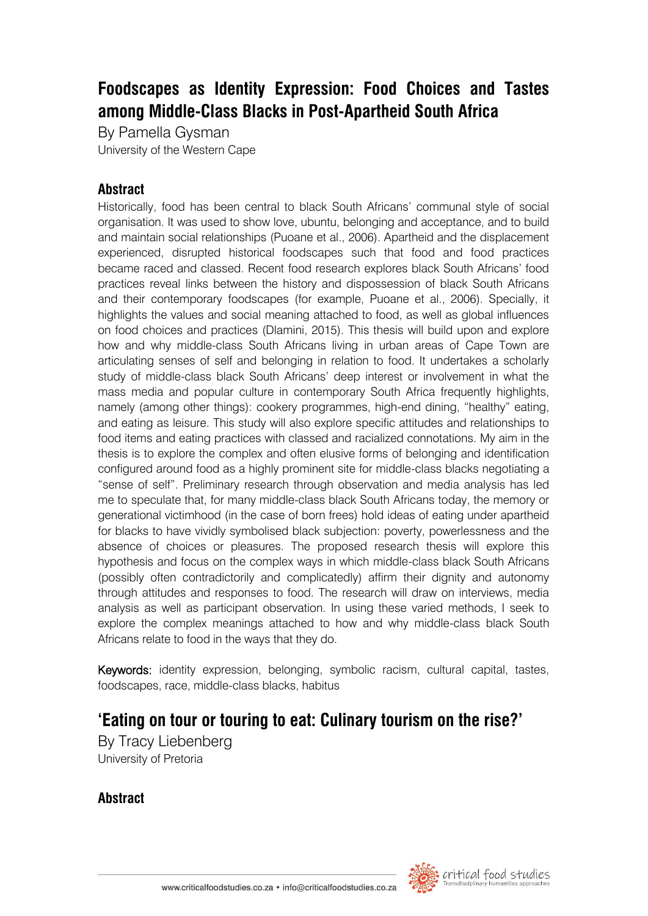## Foodscapes as Identity Expression: Food Choices and Tastes among Middle-Class Blacks in Post-Apartheid South Africa

By Pamella Gysman
University of the Western Cape

### Abstract

Historically, food has been central to black South Africans' communal style of social organisation. It was used to show love, ubuntu, belonging and acceptance, and to build and maintain social relationships (Puoane et al., 2006). Apartheid and the displacement experienced, disrupted historical foodscapes such that food and food practices became raced and classed. Recent food research explores black South Africans' food practices reveal links between the history and dispossession of black South Africans and their contemporary foodscapes (for example, Puoane et al., 2006). Specially, it highlights the values and social meaning attached to food, as well as global influences on food choices and practices (Dlamini, 2015). This thesis will build upon and explore how and why middle-class South Africans living in urban areas of Cape Town are articulating senses of self and belonging in relation to food. It undertakes a scholarly study of middle-class black South Africans' deep interest or involvement in what the mass media and popular culture in contemporary South Africa frequently highlights, namely (among other things): cookery programmes, high-end dining, "healthy" eating, and eating as leisure. This study will also explore specific attitudes and relationships to food items and eating practices with classed and racialized connotations. My aim in the thesis is to explore the complex and often elusive forms of belonging and identification configured around food as a highly prominent site for middle-class blacks negotiating a "sense of self". Preliminary research through observation and media analysis has led me to speculate that, for many middle-class black South Africans today, the memory or generational victimhood (in the case of born frees) hold ideas of eating under apartheid for blacks to have vividly symbolised black subjection: poverty, powerlessness and the absence of choices or pleasures. The proposed research thesis will explore this hypothesis and focus on the complex ways in which middle-class black South Africans (possibly often contradictorily and complicatedly) affirm their dignity and autonomy through attitudes and responses to food. The research will draw on interviews, media analysis as well as participant observation. In using these varied methods, I seek to explore the complex meanings attached to how and why middle-class black South Africans relate to food in the ways that they do.

Keywords: identity expression, belonging, symbolic racism, cultural capital, tastes, foodscapes, race, middle-class blacks, habitus

## 'Eating on tour or touring to eat: Culinary tourism on the rise?'

By Tracy Liebenberg
University of Pretoria

### Abstract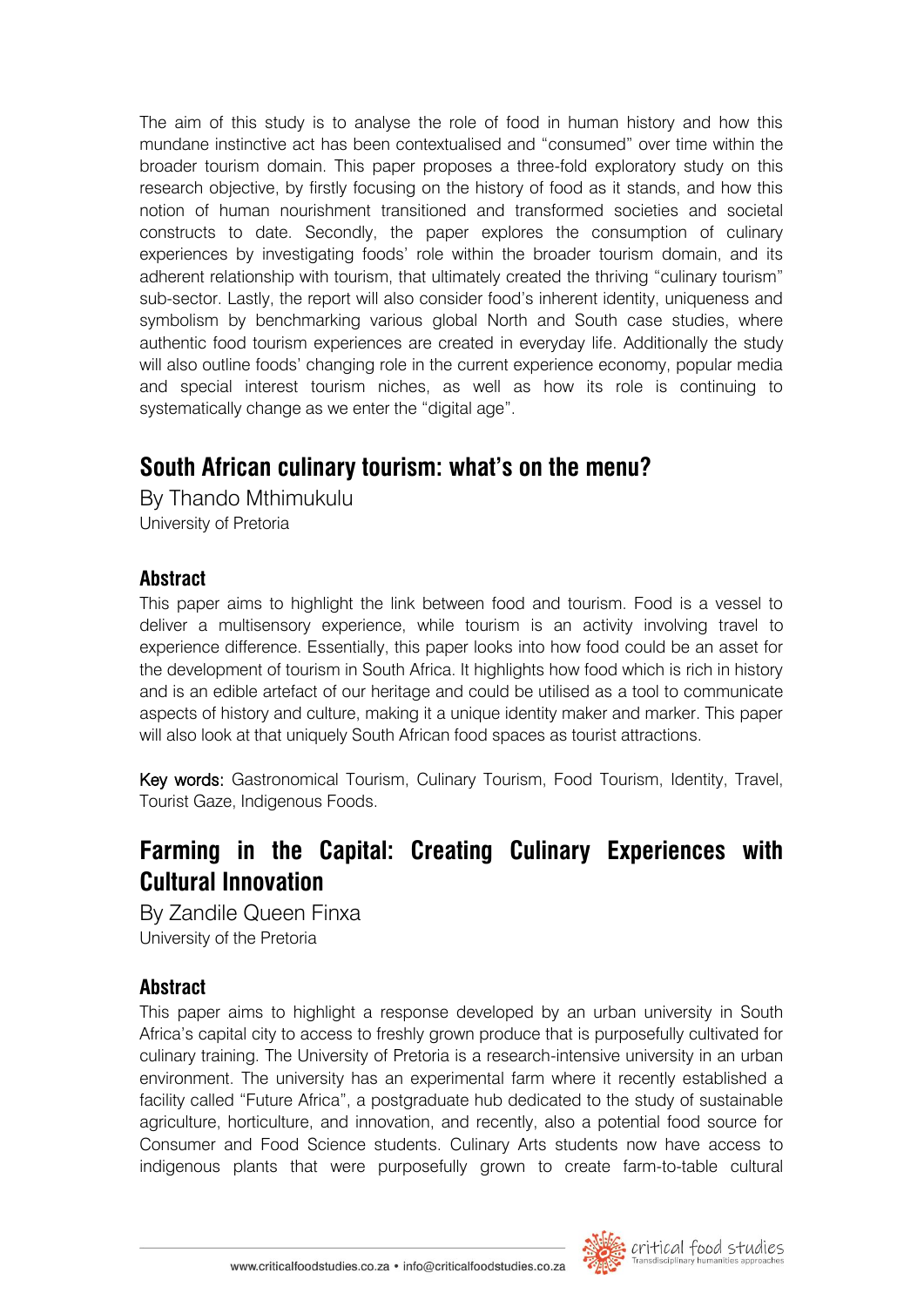The aim of this study is to analyse the role of food in human history and how this mundane instinctive act has been contextualised and "consumed" over time within the broader tourism domain. This paper proposes a three-fold exploratory study on this research objective, by firstly focusing on the history of food as it stands, and how this notion of human nourishment transitioned and transformed societies and societal constructs to date. Secondly, the paper explores the consumption of culinary experiences by investigating foods' role within the broader tourism domain, and its adherent relationship with tourism, that ultimately created the thriving "culinary tourism" sub-sector. Lastly, the report will also consider food's inherent identity, uniqueness and symbolism by benchmarking various global North and South case studies, where authentic food tourism experiences are created in everyday life. Additionally the study will also outline foods' changing role in the current experience economy, popular media and special interest tourism niches, as well as how its role is continuing to systematically change as we enter the "digital age".

## South African culinary tourism: what's on the menu?

By Thando Mthimukulu
University of Pretoria

### Abstract

This paper aims to highlight the link between food and tourism. Food is a vessel to deliver a multisensory experience, while tourism is an activity involving travel to experience difference. Essentially, this paper looks into how food could be an asset for the development of tourism in South Africa. It highlights how food which is rich in history and is an edible artefact of our heritage and could be utilised as a tool to communicate aspects of history and culture, making it a unique identity maker and marker. This paper will also look at that uniquely South African food spaces as tourist attractions.

**Key words:** Gastronomical Tourism, Culinary Tourism, Food Tourism, Identity, Travel, Tourist Gaze, Indigenous Foods.

## Farming in the Capital: Creating Culinary Experiences with Cultural Innovation

By Zandile Queen Finxa
University of the Pretoria

### Abstract

This paper aims to highlight a response developed by an urban university in South Africa's capital city to access to freshly grown produce that is purposefully cultivated for culinary training. The University of Pretoria is a research-intensive university in an urban environment. The university has an experimental farm where it recently established a facility called "Future Africa", a postgraduate hub dedicated to the study of sustainable agriculture, horticulture, and innovation, and recently, also a potential food source for Consumer and Food Science students. Culinary Arts students now have access to indigenous plants that were purposefully grown to create farm-to-table cultural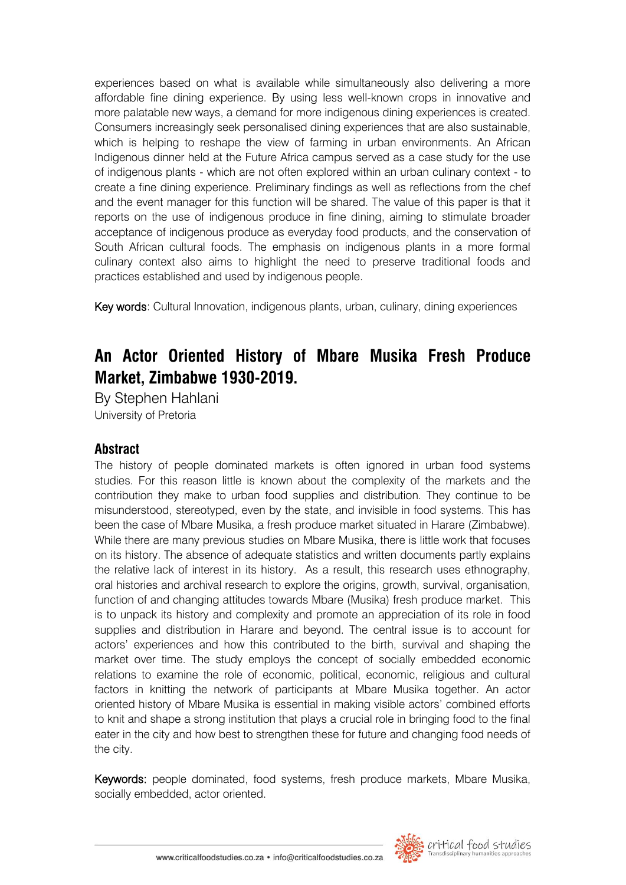experiences based on what is available while simultaneously also delivering a more affordable fine dining experience. By using less well-known crops in innovative and more palatable new ways, a demand for more indigenous dining experiences is created. Consumers increasingly seek personalised dining experiences that are also sustainable, which is helping to reshape the view of farming in urban environments. An African Indigenous dinner held at the Future Africa campus served as a case study for the use of indigenous plants - which are not often explored within an urban culinary context - to create a fine dining experience. Preliminary findings as well as reflections from the chef and the event manager for this function will be shared. The value of this paper is that it reports on the use of indigenous produce in fine dining, aiming to stimulate broader acceptance of indigenous produce as everyday food products, and the conservation of South African cultural foods. The emphasis on indigenous plants in a more formal culinary context also aims to highlight the need to preserve traditional foods and practices established and used by indigenous people.

**Key words**: Cultural Innovation, indigenous plants, urban, culinary, dining experiences

## An Actor Oriented History of Mbare Musika Fresh Produce Market, Zimbabwe 1930-2019.

By Stephen Hahlani
University of Pretoria

### Abstract

The history of people dominated markets is often ignored in urban food systems studies. For this reason little is known about the complexity of the markets and the contribution they make to urban food supplies and distribution. They continue to be misunderstood, stereotyped, even by the state, and invisible in food systems. This has been the case of Mbare Musika, a fresh produce market situated in Harare (Zimbabwe). While there are many previous studies on Mbare Musika, there is little work that focuses on its history. The absence of adequate statistics and written documents partly explains the relative lack of interest in its history. As a result, this research uses ethnography, oral histories and archival research to explore the origins, growth, survival, organisation, function of and changing attitudes towards Mbare (Musika) fresh produce market. This is to unpack its history and complexity and promote an appreciation of its role in food supplies and distribution in Harare and beyond. The central issue is to account for actors' experiences and how this contributed to the birth, survival and shaping the market over time. The study employs the concept of socially embedded economic relations to examine the role of economic, political, economic, religious and cultural factors in knitting the network of participants at Mbare Musika together. An actor oriented history of Mbare Musika is essential in making visible actors' combined efforts to knit and shape a strong institution that plays a crucial role in bringing food to the final eater in the city and how best to strengthen these for future and changing food needs of the city.

**Keywords:** people dominated, food systems, fresh produce markets, Mbare Musika, socially embedded, actor oriented.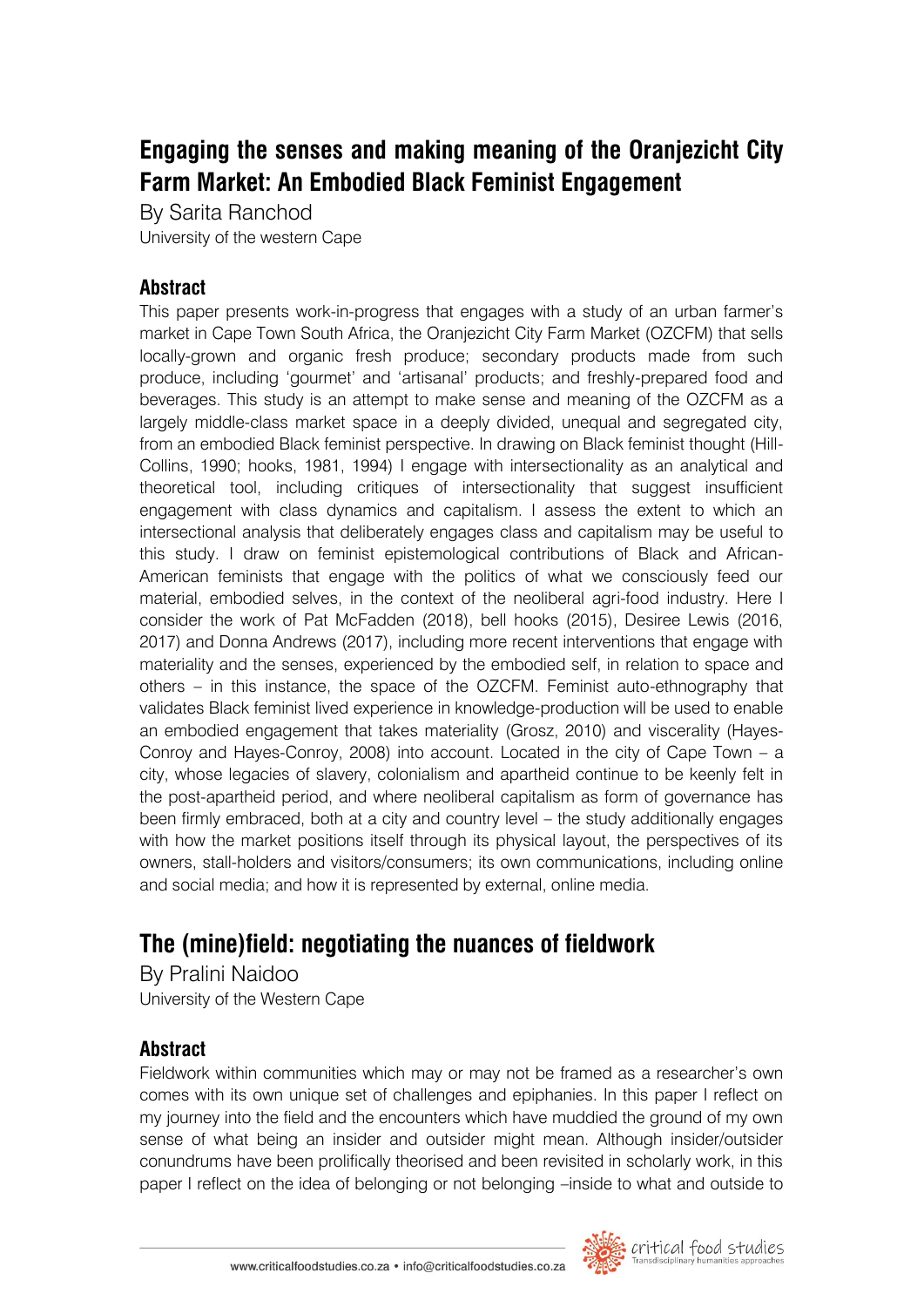## Engaging the senses and making meaning of the Oranjezicht City Farm Market: An Embodied Black Feminist Engagement

By Sarita Ranchod
University of the western Cape

### Abstract

This paper presents work-in-progress that engages with a study of an urban farmer's market in Cape Town South Africa, the Oranjezicht City Farm Market (OZCFM) that sells locally-grown and organic fresh produce; secondary products made from such produce, including 'gourmet' and 'artisanal' products; and freshly-prepared food and beverages. This study is an attempt to make sense and meaning of the OZCFM as a largely middle-class market space in a deeply divided, unequal and segregated city, from an embodied Black feminist perspective. In drawing on Black feminist thought (Hill-Collins, 1990; hooks, 1981, 1994) I engage with intersectionality as an analytical and theoretical tool, including critiques of intersectionality that suggest insufficient engagement with class dynamics and capitalism. I assess the extent to which an intersectional analysis that deliberately engages class and capitalism may be useful to this study. I draw on feminist epistemological contributions of Black and African-American feminists that engage with the politics of what we consciously feed our material, embodied selves, in the context of the neoliberal agri-food industry. Here I consider the work of Pat McFadden (2018), bell hooks (2015), Desiree Lewis (2016, 2017) and Donna Andrews (2017), including more recent interventions that engage with materiality and the senses, experienced by the embodied self, in relation to space and others – in this instance, the space of the OZCFM. Feminist auto-ethnography that validates Black feminist lived experience in knowledge-production will be used to enable an embodied engagement that takes materiality (Grosz, 2010) and viscerality (Hayes-Conroy and Hayes-Conroy, 2008) into account. Located in the city of Cape Town – a city, whose legacies of slavery, colonialism and apartheid continue to be keenly felt in the post-apartheid period, and where neoliberal capitalism as form of governance has been firmly embraced, both at a city and country level – the study additionally engages with how the market positions itself through its physical layout, the perspectives of its owners, stall-holders and visitors/consumers; its own communications, including online and social media; and how it is represented by external, online media.

## The (mine)field: negotiating the nuances of fieldwork

By Pralini Naidoo
University of the Western Cape

### Abstract

Fieldwork within communities which may or may not be framed as a researcher's own comes with its own unique set of challenges and epiphanies. In this paper I reflect on my journey into the field and the encounters which have muddied the ground of my own sense of what being an insider and outsider might mean. Although insider/outsider conundrums have been prolifically theorised and been revisited in scholarly work, in this paper I reflect on the idea of belonging or not belonging –inside to what and outside to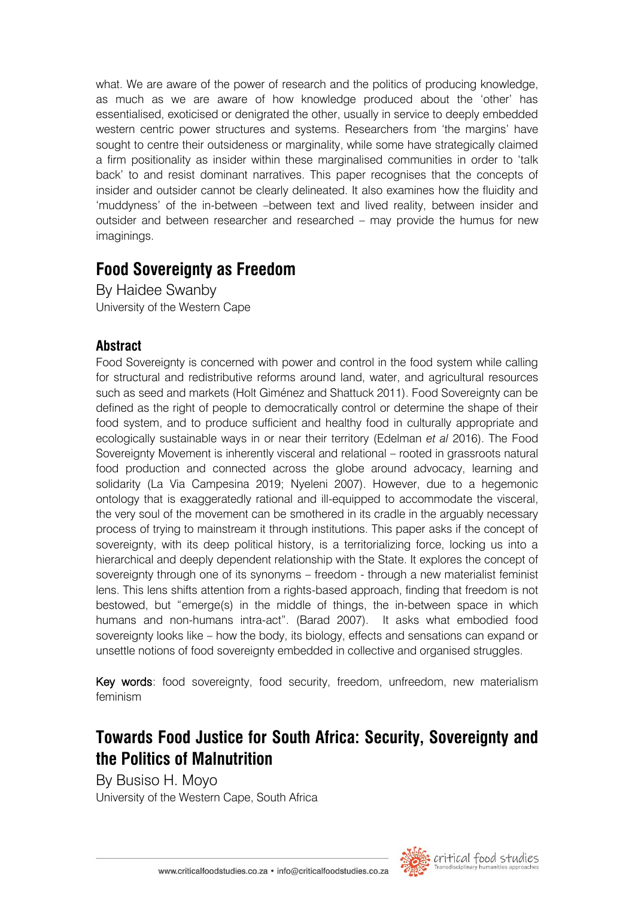what. We are aware of the power of research and the politics of producing knowledge, as much as we are aware of how knowledge produced about the 'other' has essentialised, exoticised or denigrated the other, usually in service to deeply embedded western centric power structures and systems. Researchers from 'the margins' have sought to centre their outsideness or marginality, while some have strategically claimed a firm positionality as insider within these marginalised communities in order to 'talk back' to and resist dominant narratives. This paper recognises that the concepts of insider and outsider cannot be clearly delineated. It also examines how the fluidity and 'muddyness' of the in-between –between text and lived reality, between insider and outsider and between researcher and researched – may provide the humus for new imaginings.

## Food Sovereignty as Freedom

By Haidee Swanby
University of the Western Cape

### Abstract

Food Sovereignty is concerned with power and control in the food system while calling for structural and redistributive reforms around land, water, and agricultural resources such as seed and markets (Holt Giménez and Shattuck 2011). Food Sovereignty can be defined as the right of people to democratically control or determine the shape of their food system, and to produce sufficient and healthy food in culturally appropriate and ecologically sustainable ways in or near their territory (Edelman *et al* 2016). The Food Sovereignty Movement is inherently visceral and relational – rooted in grassroots natural food production and connected across the globe around advocacy, learning and solidarity (La Via Campesina 2019; Nyeleni 2007). However, due to a hegemonic ontology that is exaggeratedly rational and ill-equipped to accommodate the visceral, the very soul of the movement can be smothered in its cradle in the arguably necessary process of trying to mainstream it through institutions. This paper asks if the concept of sovereignty, with its deep political history, is a territorializing force, locking us into a hierarchical and deeply dependent relationship with the State. It explores the concept of sovereignty through one of its synonyms – freedom - through a new materialist feminist lens. This lens shifts attention from a rights-based approach, finding that freedom is not bestowed, but "emerge(s) in the middle of things, the in-between space in which humans and non-humans intra-act". (Barad 2007). It asks what embodied food sovereignty looks like – how the body, its biology, effects and sensations can expand or unsettle notions of food sovereignty embedded in collective and organised struggles.

Key words: food sovereignty, food security, freedom, unfreedom, new materialism feminism

## Towards Food Justice for South Africa: Security, Sovereignty and the Politics of Malnutrition

By Busiso H. Moyo
University of the Western Cape, South Africa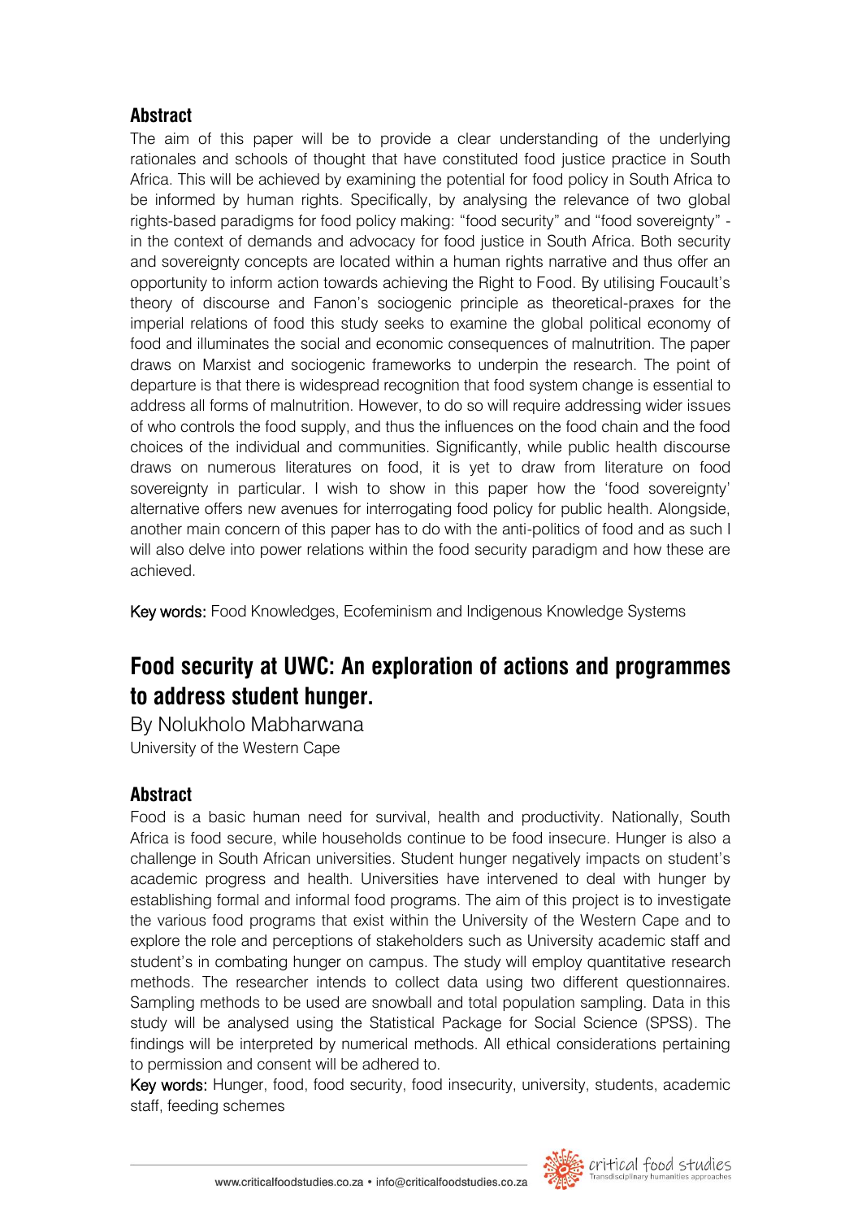## Abstract

The aim of this paper will be to provide a clear understanding of the underlying rationales and schools of thought that have constituted food justice practice in South Africa. This will be achieved by examining the potential for food policy in South Africa to be informed by human rights. Specifically, by analysing the relevance of two global rights-based paradigms for food policy making: "food security" and "food sovereignty" - in the context of demands and advocacy for food justice in South Africa. Both security and sovereignty concepts are located within a human rights narrative and thus offer an opportunity to inform action towards achieving the Right to Food. By utilising Foucault's theory of discourse and Fanon's sociogenic principle as theoretical-praxes for the imperial relations of food this study seeks to examine the global political economy of food and illuminates the social and economic consequences of malnutrition. The paper draws on Marxist and sociogenic frameworks to underpin the research. The point of departure is that there is widespread recognition that food system change is essential to address all forms of malnutrition. However, to do so will require addressing wider issues of who controls the food supply, and thus the influences on the food chain and the food choices of the individual and communities. Significantly, while public health discourse draws on numerous literatures on food, it is yet to draw from literature on food sovereignty in particular. I wish to show in this paper how the 'food sovereignty' alternative offers new avenues for interrogating food policy for public health. Alongside, another main concern of this paper has to do with the anti-politics of food and as such I will also delve into power relations within the food security paradigm and how these are achieved.

**Key words:** Food Knowledges, Ecofeminism and Indigenous Knowledge Systems

# Food security at UWC: An exploration of actions and programmes to address student hunger.

By Nolukholo Mabharwana
University of the Western Cape

## Abstract

Food is a basic human need for survival, health and productivity. Nationally, South Africa is food secure, while households continue to be food insecure. Hunger is also a challenge in South African universities. Student hunger negatively impacts on student's academic progress and health. Universities have intervened to deal with hunger by establishing formal and informal food programs. The aim of this project is to investigate the various food programs that exist within the University of the Western Cape and to explore the role and perceptions of stakeholders such as University academic staff and student's in combating hunger on campus. The study will employ quantitative research methods. The researcher intends to collect data using two different questionnaires. Sampling methods to be used are snowball and total population sampling. Data in this study will be analysed using the Statistical Package for Social Science (SPSS). The findings will be interpreted by numerical methods. All ethical considerations pertaining to permission and consent will be adhered to.

**Key words:** Hunger, food, food security, food insecurity, university, students, academic staff, feeding schemes